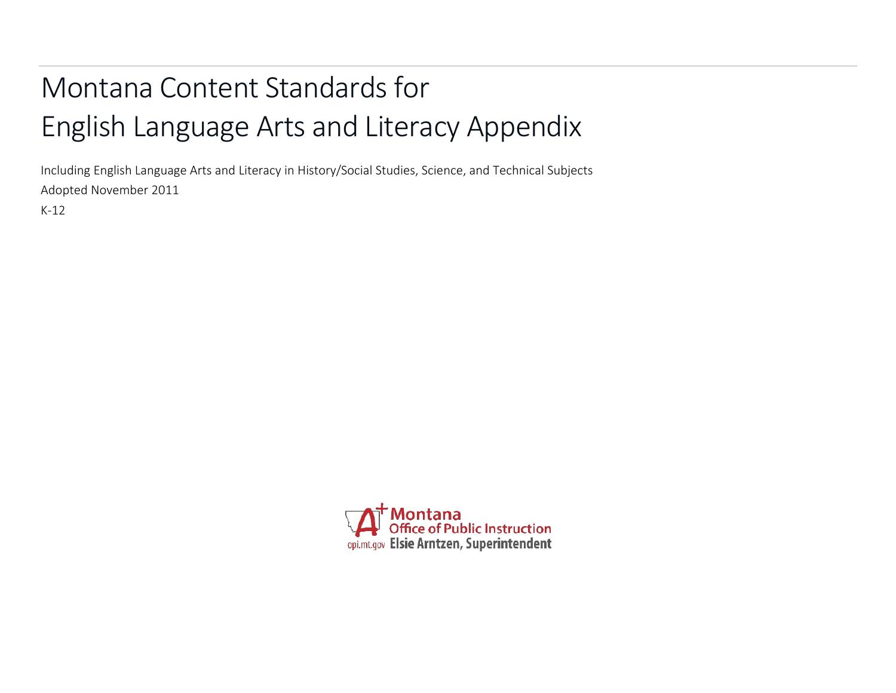# Montana Content Standards for English Language Arts and Literacy Appendix

Including English Language Arts and Literacy in History/Social Studies, Science, and Technical Subjects

Adopted November 2011

K-12

Montana Office of Public Instruction

opi.mt.gov Elsie Arntzen, Superintendent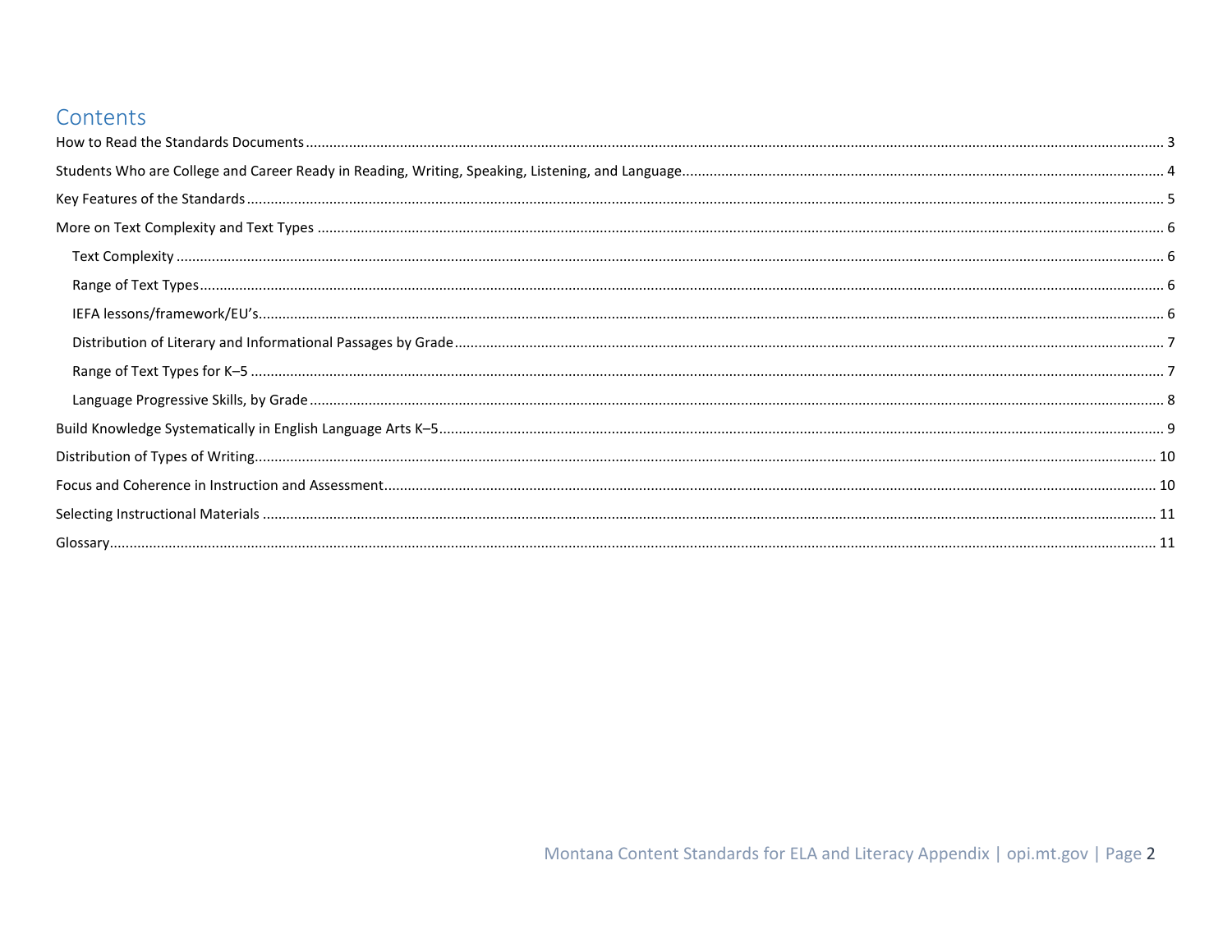# Contents

- How to Read the Standards Documents ........ 3
- Students Who are College and Career Ready in Reading, Writing, Speaking, Listening, and Language ........ 4
- Key Features of the Standards ........ 5
- More on Text Complexity and Text Types ........ 6
  - Text Complexity ........ 6
  - Range of Text Types ........ 6
  - IEFA lessons/framework/EU's ........ 6
  - Distribution of Literary and Informational Passages by Grade ........ 7
  - Range of Text Types for K–5 ........ 7
  - Language Progressive Skills, by Grade ........ 8
- Build Knowledge Systematically in English Language Arts K–5 ........ 9
- Distribution of Types of Writing ........ 10
- Focus and Coherence in Instruction and Assessment ........ 10
- Selecting Instructional Materials ........ 11
- Glossary ........ 11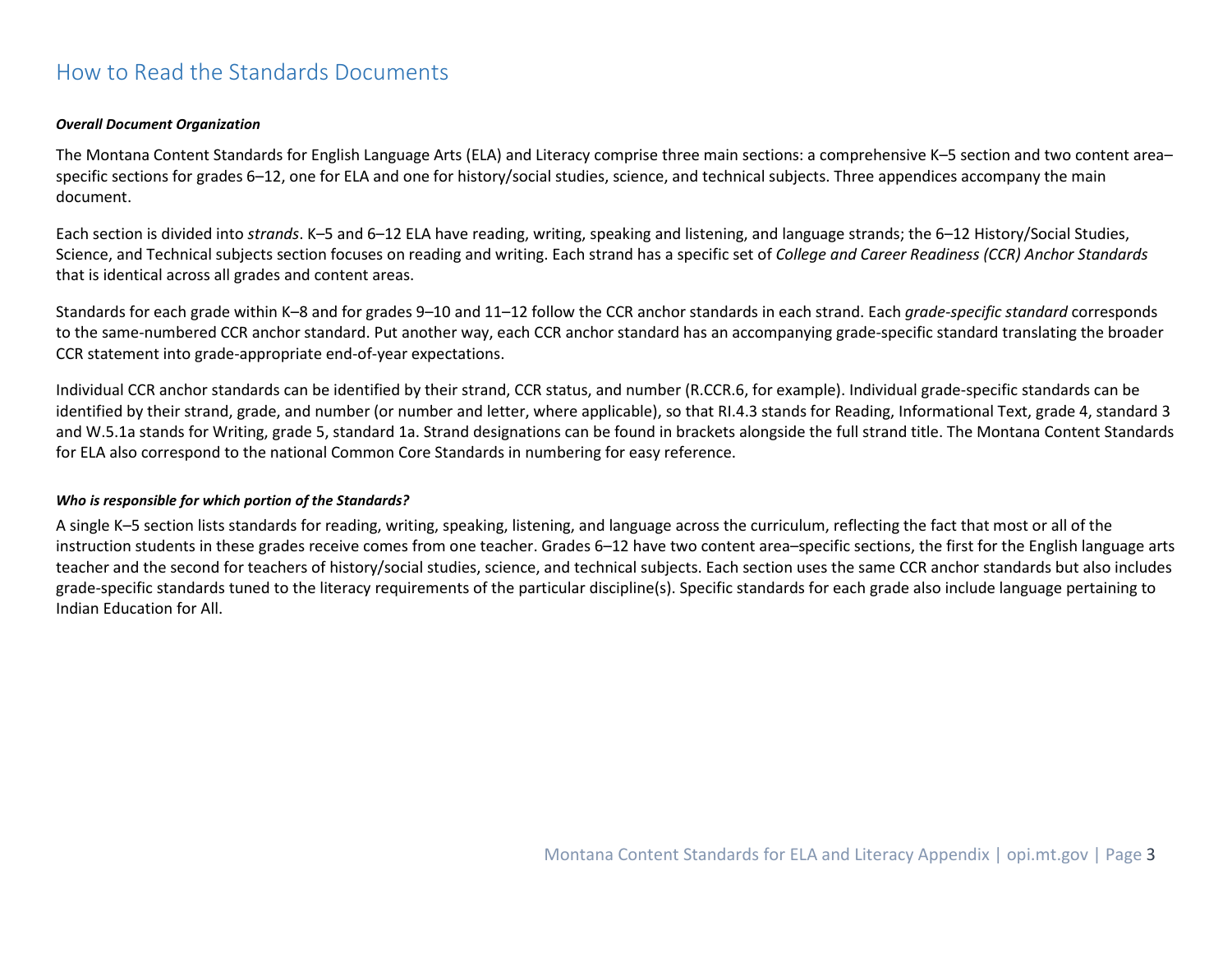# How to Read the Standards Documents

***Overall Document Organization***

The Montana Content Standards for English Language Arts (ELA) and Literacy comprise three main sections: a comprehensive K–5 section and two content area–specific sections for grades 6–12, one for ELA and one for history/social studies, science, and technical subjects. Three appendices accompany the main document.

Each section is divided into *strands*. K–5 and 6–12 ELA have reading, writing, speaking and listening, and language strands; the 6–12 History/Social Studies, Science, and Technical subjects section focuses on reading and writing. Each strand has a specific set of *College and Career Readiness (CCR) Anchor Standards* that is identical across all grades and content areas.

Standards for each grade within K–8 and for grades 9–10 and 11–12 follow the CCR anchor standards in each strand. Each *grade-specific standard* corresponds to the same-numbered CCR anchor standard. Put another way, each CCR anchor standard has an accompanying grade-specific standard translating the broader CCR statement into grade-appropriate end-of-year expectations.

Individual CCR anchor standards can be identified by their strand, CCR status, and number (R.CCR.6, for example). Individual grade-specific standards can be identified by their strand, grade, and number (or number and letter, where applicable), so that RI.4.3 stands for Reading, Informational Text, grade 4, standard 3 and W.5.1a stands for Writing, grade 5, standard 1a. Strand designations can be found in brackets alongside the full strand title. The Montana Content Standards for ELA also correspond to the national Common Core Standards in numbering for easy reference.

***Who is responsible for which portion of the Standards?***

A single K–5 section lists standards for reading, writing, speaking, listening, and language across the curriculum, reflecting the fact that most or all of the instruction students in these grades receive comes from one teacher. Grades 6–12 have two content area–specific sections, the first for the English language arts teacher and the second for teachers of history/social studies, science, and technical subjects. Each section uses the same CCR anchor standards but also includes grade-specific standards tuned to the literacy requirements of the particular discipline(s). Specific standards for each grade also include language pertaining to Indian Education for All.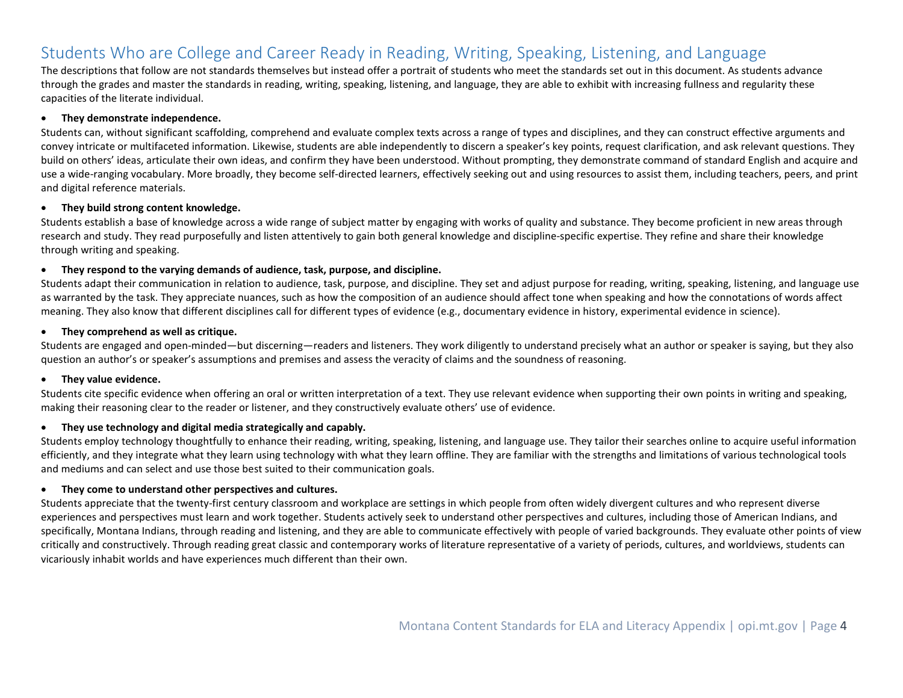## Students Who are College and Career Ready in Reading, Writing, Speaking, Listening, and Language

The descriptions that follow are not standards themselves but instead offer a portrait of students who meet the standards set out in this document. As students advance through the grades and master the standards in reading, writing, speaking, listening, and language, they are able to exhibit with increasing fullness and regularity these capacities of the literate individual.

- **They demonstrate independence.**

Students can, without significant scaffolding, comprehend and evaluate complex texts across a range of types and disciplines, and they can construct effective arguments and convey intricate or multifaceted information. Likewise, students are able independently to discern a speaker's key points, request clarification, and ask relevant questions. They build on others' ideas, articulate their own ideas, and confirm they have been understood. Without prompting, they demonstrate command of standard English and acquire and use a wide-ranging vocabulary. More broadly, they become self-directed learners, effectively seeking out and using resources to assist them, including teachers, peers, and print and digital reference materials.

- **They build strong content knowledge.**

Students establish a base of knowledge across a wide range of subject matter by engaging with works of quality and substance. They become proficient in new areas through research and study. They read purposefully and listen attentively to gain both general knowledge and discipline-specific expertise. They refine and share their knowledge through writing and speaking.

- **They respond to the varying demands of audience, task, purpose, and discipline.**

Students adapt their communication in relation to audience, task, purpose, and discipline. They set and adjust purpose for reading, writing, speaking, listening, and language use as warranted by the task. They appreciate nuances, such as how the composition of an audience should affect tone when speaking and how the connotations of words affect meaning. They also know that different disciplines call for different types of evidence (e.g., documentary evidence in history, experimental evidence in science).

- **They comprehend as well as critique.**

Students are engaged and open-minded—but discerning—readers and listeners. They work diligently to understand precisely what an author or speaker is saying, but they also question an author's or speaker's assumptions and premises and assess the veracity of claims and the soundness of reasoning.

- **They value evidence.**

Students cite specific evidence when offering an oral or written interpretation of a text. They use relevant evidence when supporting their own points in writing and speaking, making their reasoning clear to the reader or listener, and they constructively evaluate others' use of evidence.

- **They use technology and digital media strategically and capably.**

Students employ technology thoughtfully to enhance their reading, writing, speaking, listening, and language use. They tailor their searches online to acquire useful information efficiently, and they integrate what they learn using technology with what they learn offline. They are familiar with the strengths and limitations of various technological tools and mediums and can select and use those best suited to their communication goals.

- **They come to understand other perspectives and cultures.**

Students appreciate that the twenty-first century classroom and workplace are settings in which people from often widely divergent cultures and who represent diverse experiences and perspectives must learn and work together. Students actively seek to understand other perspectives and cultures, including those of American Indians, and specifically, Montana Indians, through reading and listening, and they are able to communicate effectively with people of varied backgrounds. They evaluate other points of view critically and constructively. Through reading great classic and contemporary works of literature representative of a variety of periods, cultures, and worldviews, students can vicariously inhabit worlds and have experiences much different than their own.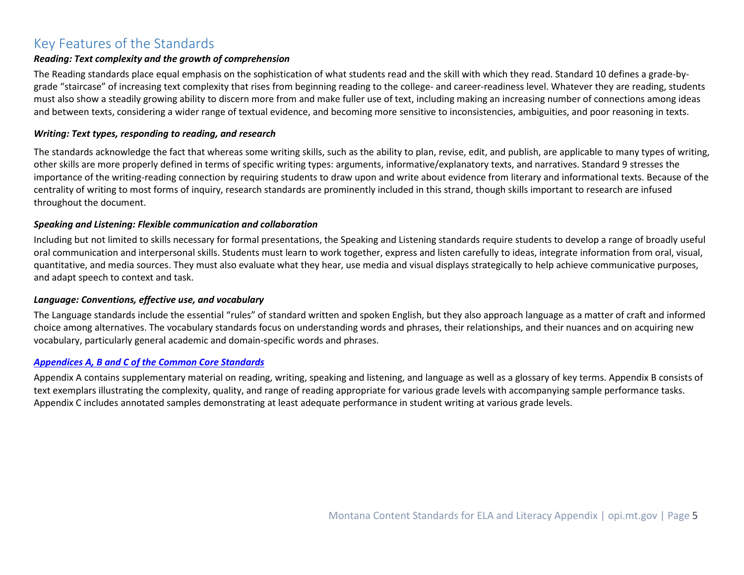## Key Features of the Standards

***Reading: Text complexity and the growth of comprehension***

The Reading standards place equal emphasis on the sophistication of what students read and the skill with which they read. Standard 10 defines a grade-by-grade "staircase" of increasing text complexity that rises from beginning reading to the college- and career-readiness level. Whatever they are reading, students must also show a steadily growing ability to discern more from and make fuller use of text, including making an increasing number of connections among ideas and between texts, considering a wider range of textual evidence, and becoming more sensitive to inconsistencies, ambiguities, and poor reasoning in texts.

***Writing: Text types, responding to reading, and research***

The standards acknowledge the fact that whereas some writing skills, such as the ability to plan, revise, edit, and publish, are applicable to many types of writing, other skills are more properly defined in terms of specific writing types: arguments, informative/explanatory texts, and narratives. Standard 9 stresses the importance of the writing-reading connection by requiring students to draw upon and write about evidence from literary and informational texts. Because of the centrality of writing to most forms of inquiry, research standards are prominently included in this strand, though skills important to research are infused throughout the document.

***Speaking and Listening: Flexible communication and collaboration***

Including but not limited to skills necessary for formal presentations, the Speaking and Listening standards require students to develop a range of broadly useful oral communication and interpersonal skills. Students must learn to work together, express and listen carefully to ideas, integrate information from oral, visual, quantitative, and media sources. They must also evaluate what they hear, use media and visual displays strategically to help achieve communicative purposes, and adapt speech to context and task.

***Language: Conventions, effective use, and vocabulary***

The Language standards include the essential "rules" of standard written and spoken English, but they also approach language as a matter of craft and informed choice among alternatives. The vocabulary standards focus on understanding words and phrases, their relationships, and their nuances and on acquiring new vocabulary, particularly general academic and domain-specific words and phrases.

***Appendices A, B and C of the Common Core Standards***

Appendix A contains supplementary material on reading, writing, speaking and listening, and language as well as a glossary of key terms. Appendix B consists of text exemplars illustrating the complexity, quality, and range of reading appropriate for various grade levels with accompanying sample performance tasks. Appendix C includes annotated samples demonstrating at least adequate performance in student writing at various grade levels.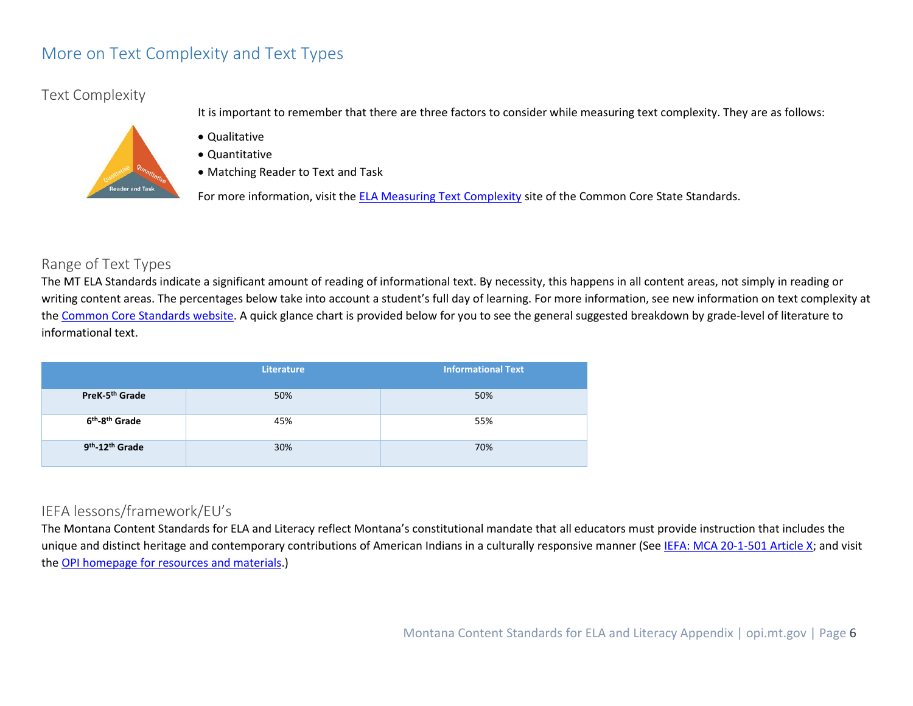# More on Text Complexity and Text Types

## Text Complexity

It is important to remember that there are three factors to consider while measuring text complexity. They are as follows:

- Qualitative
- Quantitative
- Matching Reader to Text and Task

For more information, visit the [ELA Measuring Text Complexity]() site of the Common Core State Standards.

## Range of Text Types

The MT ELA Standards indicate a significant amount of reading of informational text. By necessity, this happens in all content areas, not simply in reading or writing content areas. The percentages below take into account a student's full day of learning. For more information, see new information on text complexity at the [Common Core Standards website](). A quick glance chart is provided below for you to see the general suggested breakdown by grade-level of literature to informational text.

| | Literature | Informational Text |
|---|---|---|
| **PreK-5th Grade** | 50% | 50% |
| **6th-8th Grade** | 45% | 55% |
| **9th-12th Grade** | 30% | 70% |

## IEFA lessons/framework/EU's

The Montana Content Standards for ELA and Literacy reflect Montana's constitutional mandate that all educators must provide instruction that includes the unique and distinct heritage and contemporary contributions of American Indians in a culturally responsive manner (See [IEFA: MCA 20-1-501 Article X](); and visit the [OPI homepage for resources and materials]().)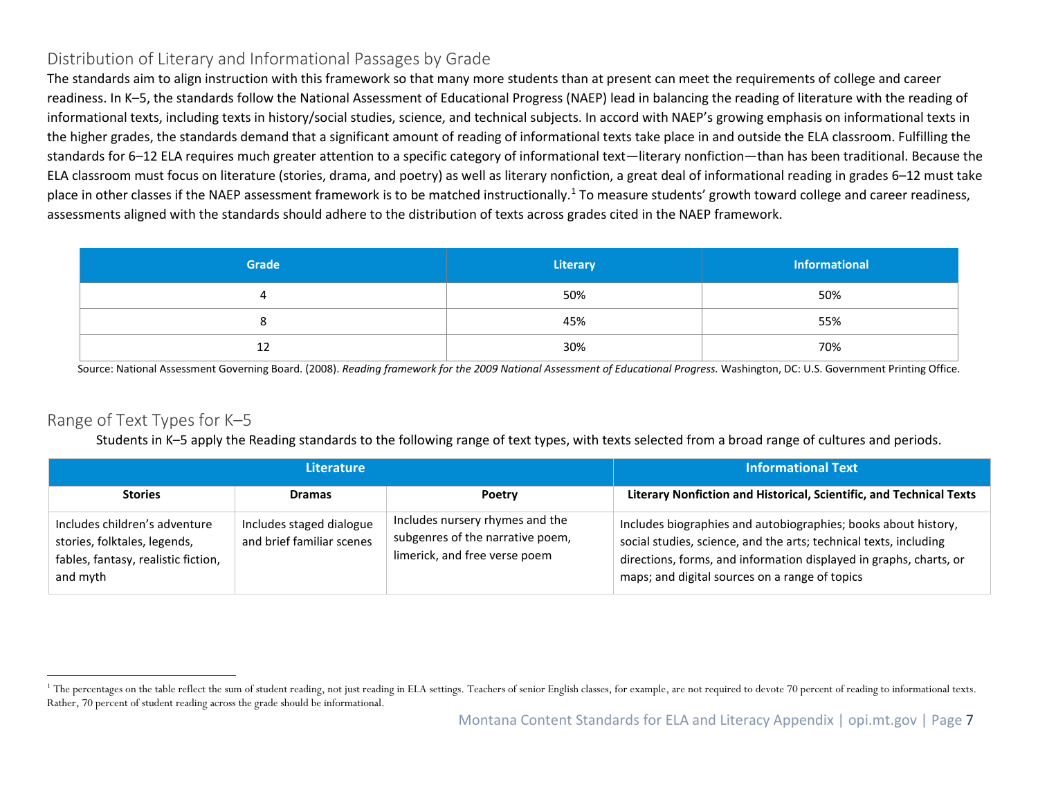## Distribution of Literary and Informational Passages by Grade

The standards aim to align instruction with this framework so that many more students than at present can meet the requirements of college and career readiness. In K–5, the standards follow the National Assessment of Educational Progress (NAEP) lead in balancing the reading of literature with the reading of informational texts, including texts in history/social studies, science, and technical subjects. In accord with NAEP's growing emphasis on informational texts in the higher grades, the standards demand that a significant amount of reading of informational texts take place in and outside the ELA classroom. Fulfilling the standards for 6–12 ELA requires much greater attention to a specific category of informational text—literary nonfiction—than has been traditional. Because the ELA classroom must focus on literature (stories, drama, and poetry) as well as literary nonfiction, a great deal of informational reading in grades 6–12 must take place in other classes if the NAEP assessment framework is to be matched instructionally.[1] To measure students' growth toward college and career readiness, assessments aligned with the standards should adhere to the distribution of texts across grades cited in the NAEP framework.

| Grade | Literary | Informational |
|---|---|---|
| 4 | 50% | 50% |
| 8 | 45% | 55% |
| 12 | 30% | 70% |

Source: National Assessment Governing Board. (2008). *Reading framework for the 2009 National Assessment of Educational Progress.* Washington, DC: U.S. Government Printing Office.

## Range of Text Types for K–5

Students in K–5 apply the Reading standards to the following range of text types, with texts selected from a broad range of cultures and periods.

| Literature | | | Informational Text |
|---|---|---|---|
| **Stories** | **Dramas** | **Poetry** | **Literary Nonfiction and Historical, Scientific, and Technical Texts** |
| Includes children's adventure stories, folktales, legends, fables, fantasy, realistic fiction, and myth | Includes staged dialogue and brief familiar scenes | Includes nursery rhymes and the subgenres of the narrative poem, limerick, and free verse poem | Includes biographies and autobiographies; books about history, social studies, science, and the arts; technical texts, including directions, forms, and information displayed in graphs, charts, or maps; and digital sources on a range of topics |

[1] The percentages on the table reflect the sum of student reading, not just reading in ELA settings. Teachers of senior English classes, for example, are not required to devote 70 percent of reading to informational texts. Rather, 70 percent of student reading across the grade should be informational.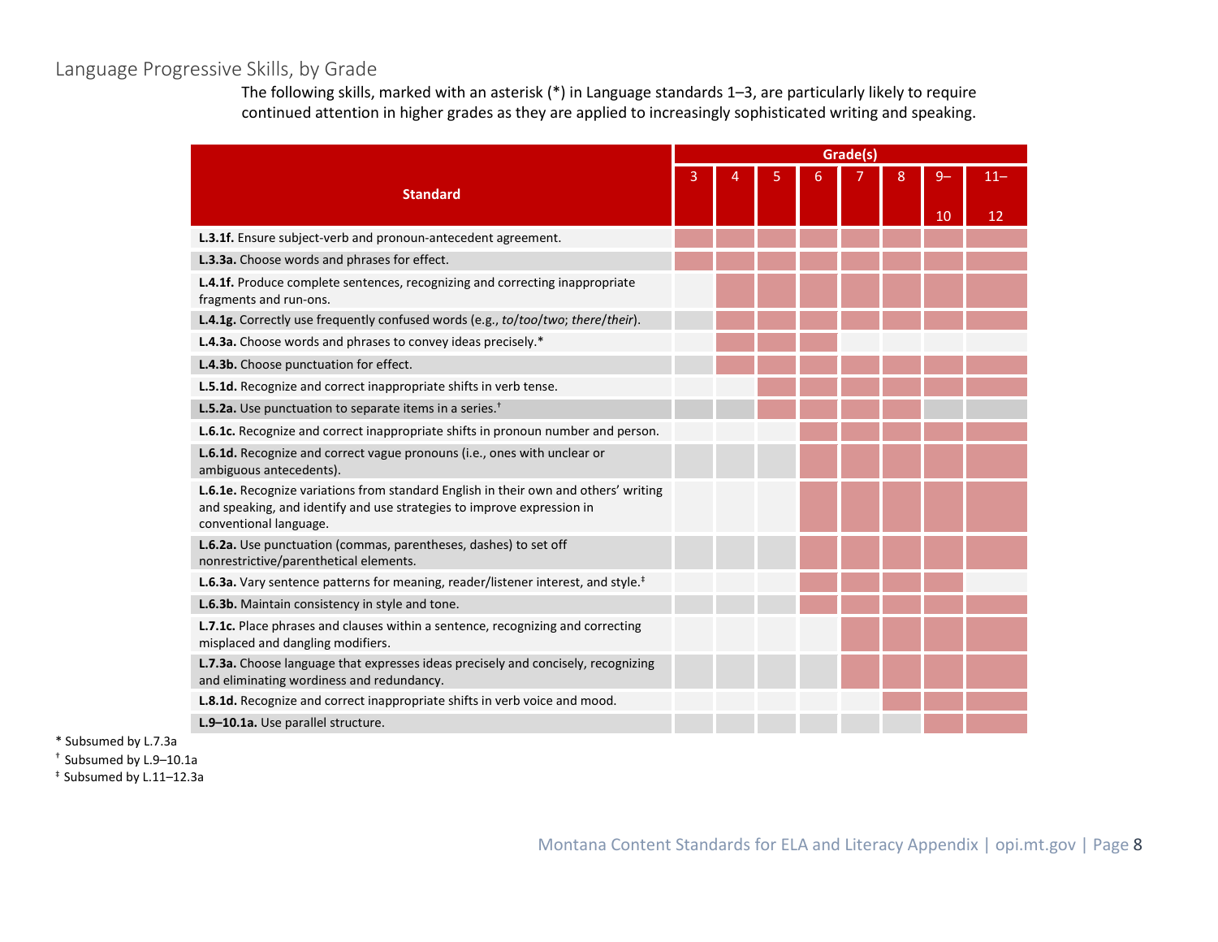## Language Progressive Skills, by Grade

The following skills, marked with an asterisk (*) in Language standards 1–3, are particularly likely to require continued attention in higher grades as they are applied to increasingly sophisticated writing and speaking.

| Standard | Grade(s) | | | | | | | |
|---|---|---|---|---|---|---|---|---|
| | 3 | 4 | 5 | 6 | 7 | 8 | 9–10 | 11–12 |
| **L.3.1f.** Ensure subject-verb and pronoun-antecedent agreement. | ■ | ■ | ■ | ■ | ■ | ■ | ■ | ■ |
| **L.3.3a.** Choose words and phrases for effect. | ■ | ■ | ■ | ■ | ■ | ■ | ■ | ■ |
| **L.4.1f.** Produce complete sentences, recognizing and correcting inappropriate fragments and run-ons. | | ■ | ■ | ■ | ■ | ■ | ■ | ■ |
| **L.4.1g.** Correctly use frequently confused words (e.g., *to*/*too*/*two*; *there*/*their*). | | ■ | ■ | ■ | ■ | ■ | ■ | ■ |
| **L.4.3a.** Choose words and phrases to convey ideas precisely.* | | ■ | ■ | ■ | | | | |
| **L.4.3b.** Choose punctuation for effect. | | ■ | ■ | ■ | ■ | ■ | ■ | ■ |
| **L.5.1d.** Recognize and correct inappropriate shifts in verb tense. | | | ■ | ■ | ■ | ■ | ■ | ■ |
| **L.5.2a.** Use punctuation to separate items in a series.† | | | ■ | ■ | ■ | ■ | | |
| **L.6.1c.** Recognize and correct inappropriate shifts in pronoun number and person. | | | | ■ | ■ | ■ | ■ | ■ |
| **L.6.1d.** Recognize and correct vague pronouns (i.e., ones with unclear or ambiguous antecedents). | | | | ■ | ■ | ■ | ■ | ■ |
| **L.6.1e.** Recognize variations from standard English in their own and others' writing and speaking, and identify and use strategies to improve expression in conventional language. | | | | ■ | ■ | ■ | ■ | ■ |
| **L.6.2a.** Use punctuation (commas, parentheses, dashes) to set off nonrestrictive/parenthetical elements. | | | | ■ | ■ | ■ | ■ | ■ |
| **L.6.3a.** Vary sentence patterns for meaning, reader/listener interest, and style.‡ | | | | ■ | ■ | ■ | ■ | |
| **L.6.3b.** Maintain consistency in style and tone. | | | | ■ | ■ | ■ | ■ | ■ |
| **L.7.1c.** Place phrases and clauses within a sentence, recognizing and correcting misplaced and dangling modifiers. | | | | | ■ | ■ | ■ | ■ |
| **L.7.3a.** Choose language that expresses ideas precisely and concisely, recognizing and eliminating wordiness and redundancy. | | | | | ■ | ■ | ■ | ■ |
| **L.8.1d.** Recognize and correct inappropriate shifts in verb voice and mood. | | | | | | ■ | ■ | ■ |
| **L.9–10.1a.** Use parallel structure. | | | | | | | ■ | ■ |

\* Subsumed by L.7.3a

† Subsumed by L.9–10.1a

‡ Subsumed by L.11–12.3a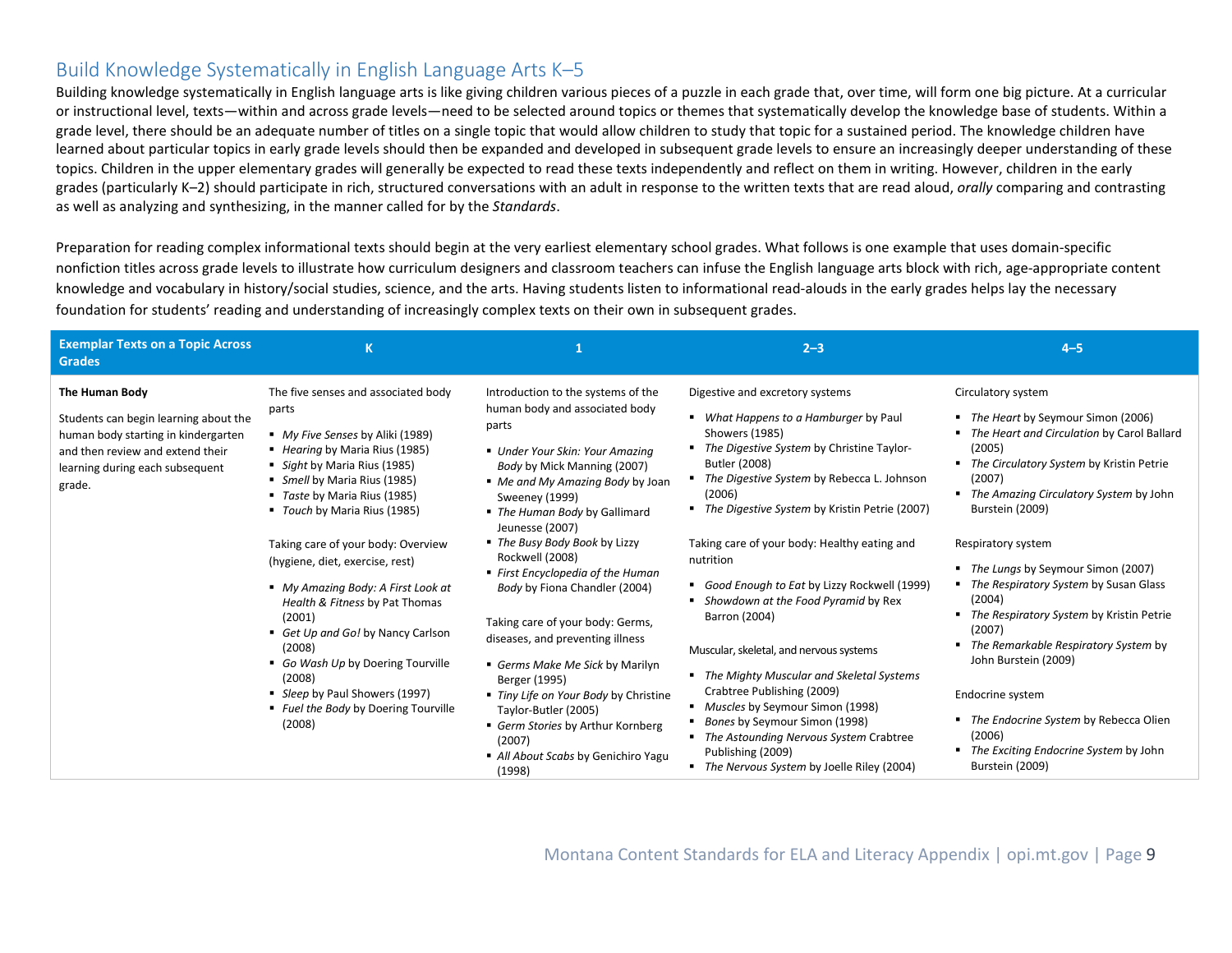## Build Knowledge Systematically in English Language Arts K–5

Building knowledge systematically in English language arts is like giving children various pieces of a puzzle in each grade that, over time, will form one big picture. At a curricular or instructional level, texts—within and across grade levels—need to be selected around topics or themes that systematically develop the knowledge base of students. Within a grade level, there should be an adequate number of titles on a single topic that would allow children to study that topic for a sustained period. The knowledge children have learned about particular topics in early grade levels should then be expanded and developed in subsequent grade levels to ensure an increasingly deeper understanding of these topics. Children in the upper elementary grades will generally be expected to read these texts independently and reflect on them in writing. However, children in the early grades (particularly K–2) should participate in rich, structured conversations with an adult in response to the written texts that are read aloud, *orally* comparing and contrasting as well as analyzing and synthesizing, in the manner called for by the *Standards*.

Preparation for reading complex informational texts should begin at the very earliest elementary school grades. What follows is one example that uses domain-specific nonfiction titles across grade levels to illustrate how curriculum designers and classroom teachers can infuse the English language arts block with rich, age-appropriate content knowledge and vocabulary in history/social studies, science, and the arts. Having students listen to informational read-alouds in the early grades helps lay the necessary foundation for students' reading and understanding of increasingly complex texts on their own in subsequent grades.

| Exemplar Texts on a Topic Across Grades | K | 1 | 2–3 | 4–5 |
|---|---|---|---|---|
| **The Human Body**<br><br>Students can begin learning about the human body starting in kindergarten and then review and extend their learning during each subsequent grade. | The five senses and associated body parts<br>▪ *My Five Senses* by Aliki (1989)<br>▪ *Hearing* by Maria Rius (1985)<br>▪ *Sight* by Maria Rius (1985)<br>▪ *Smell* by Maria Rius (1985)<br>▪ *Taste* by Maria Rius (1985)<br>▪ *Touch* by Maria Rius (1985)<br><br>Taking care of your body: Overview (hygiene, diet, exercise, rest)<br>▪ *My Amazing Body: A First Look at Health & Fitness* by Pat Thomas (2001)<br>▪ *Get Up and Go!* by Nancy Carlson (2008)<br>▪ *Go Wash Up* by Doering Tourville (2008)<br>▪ *Sleep* by Paul Showers (1997)<br>▪ *Fuel the Body* by Doering Tourville (2008) | Introduction to the systems of the human body and associated body parts<br>▪ *Under Your Skin: Your Amazing Body* by Mick Manning (2007)<br>▪ *Me and My Amazing Body* by Joan Sweeney (1999)<br>▪ *The Human Body* by Gallimard Jeunesse (2007)<br>▪ *The Busy Body Book* by Lizzy Rockwell (2008)<br>▪ *First Encyclopedia of the Human Body* by Fiona Chandler (2004)<br><br>Taking care of your body: Germs, diseases, and preventing illness<br>▪ *Germs Make Me Sick* by Marilyn Berger (1995)<br>▪ *Tiny Life on Your Body* by Christine Taylor-Butler (2005)<br>▪ *Germ Stories* by Arthur Kornberg (2007)<br>▪ *All About Scabs* by Genichiro Yagu (1998) | Digestive and excretory systems<br>▪ *What Happens to a Hamburger* by Paul Showers (1985)<br>▪ *The Digestive System* by Christine Taylor-Butler (2008)<br>▪ *The Digestive System* by Rebecca L. Johnson (2006)<br>▪ *The Digestive System* by Kristin Petrie (2007)<br><br>Taking care of your body: Healthy eating and nutrition<br>▪ *Good Enough to Eat* by Lizzy Rockwell (1999)<br>▪ *Showdown at the Food Pyramid* by Rex Barron (2004)<br><br>Muscular, skeletal, and nervous systems<br>▪ *The Mighty Muscular and Skeletal Systems* Crabtree Publishing (2009)<br>▪ *Muscles* by Seymour Simon (1998)<br>▪ *Bones* by Seymour Simon (1998)<br>▪ *The Astounding Nervous System* Crabtree Publishing (2009)<br>▪ *The Nervous System* by Joelle Riley (2004) | Circulatory system<br>▪ *The Heart* by Seymour Simon (2006)<br>▪ *The Heart and Circulation* by Carol Ballard (2005)<br>▪ *The Circulatory System* by Kristin Petrie (2007)<br>▪ *The Amazing Circulatory System* by John Burstein (2009)<br><br>Respiratory system<br>▪ *The Lungs* by Seymour Simon (2007)<br>▪ *The Respiratory System* by Susan Glass (2004)<br>▪ *The Respiratory System* by Kristin Petrie (2007)<br>▪ *The Remarkable Respiratory System* by John Burstein (2009)<br><br>Endocrine system<br>▪ *The Endocrine System* by Rebecca Olien (2006)<br>▪ *The Exciting Endocrine System* by John Burstein (2009) |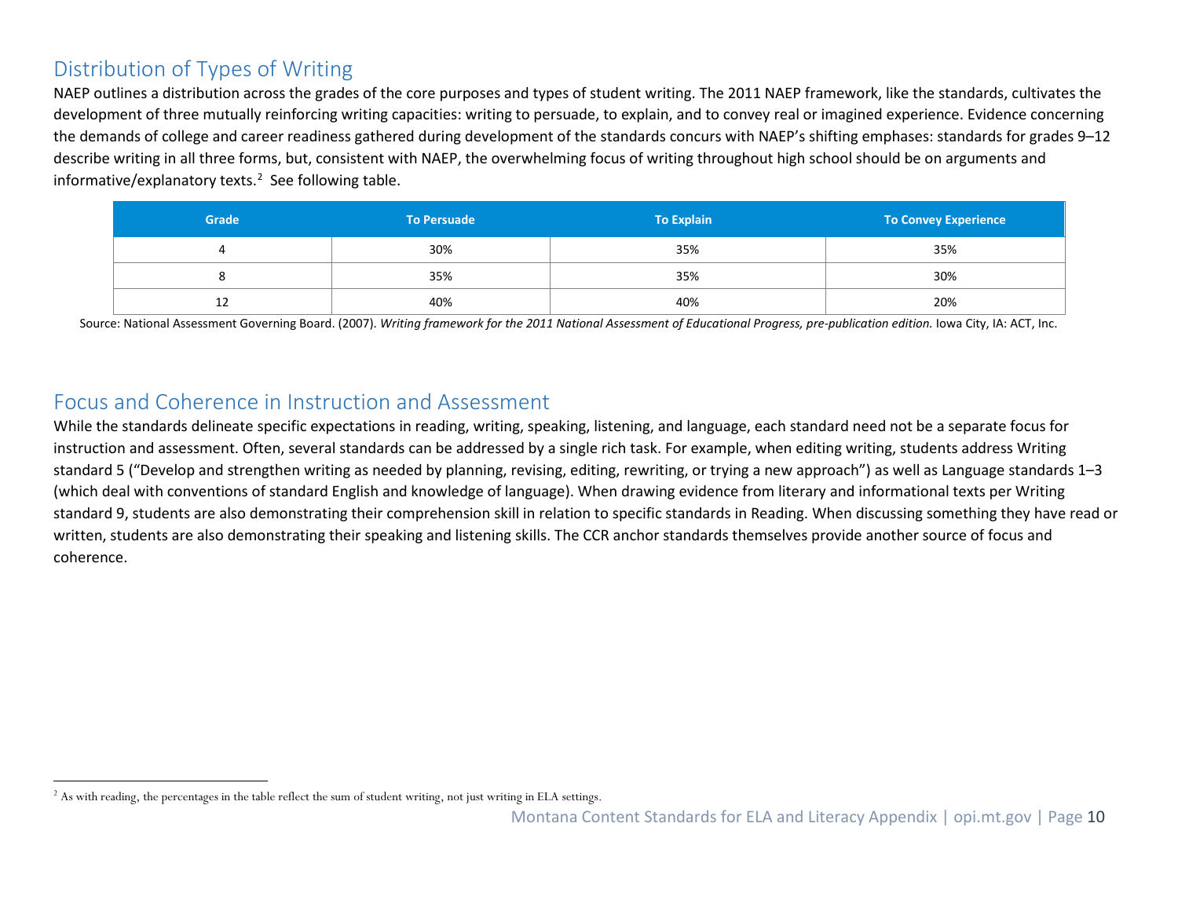## Distribution of Types of Writing

NAEP outlines a distribution across the grades of the core purposes and types of student writing. The 2011 NAEP framework, like the standards, cultivates the development of three mutually reinforcing writing capacities: writing to persuade, to explain, and to convey real or imagined experience. Evidence concerning the demands of college and career readiness gathered during development of the standards concurs with NAEP's shifting emphases: standards for grades 9–12 describe writing in all three forms, but, consistent with NAEP, the overwhelming focus of writing throughout high school should be on arguments and informative/explanatory texts.[2] See following table.

| Grade | To Persuade | To Explain | To Convey Experience |
|---|---|---|---|
| 4 | 30% | 35% | 35% |
| 8 | 35% | 35% | 30% |
| 12 | 40% | 40% | 20% |

Source: National Assessment Governing Board. (2007). *Writing framework for the 2011 National Assessment of Educational Progress, pre-publication edition.* Iowa City, IA: ACT, Inc.

## Focus and Coherence in Instruction and Assessment

While the standards delineate specific expectations in reading, writing, speaking, listening, and language, each standard need not be a separate focus for instruction and assessment. Often, several standards can be addressed by a single rich task. For example, when editing writing, students address Writing standard 5 ("Develop and strengthen writing as needed by planning, revising, editing, rewriting, or trying a new approach") as well as Language standards 1–3 (which deal with conventions of standard English and knowledge of language). When drawing evidence from literary and informational texts per Writing standard 9, students are also demonstrating their comprehension skill in relation to specific standards in Reading. When discussing something they have read or written, students are also demonstrating their speaking and listening skills. The CCR anchor standards themselves provide another source of focus and coherence.

[2] As with reading, the percentages in the table reflect the sum of student writing, not just writing in ELA settings.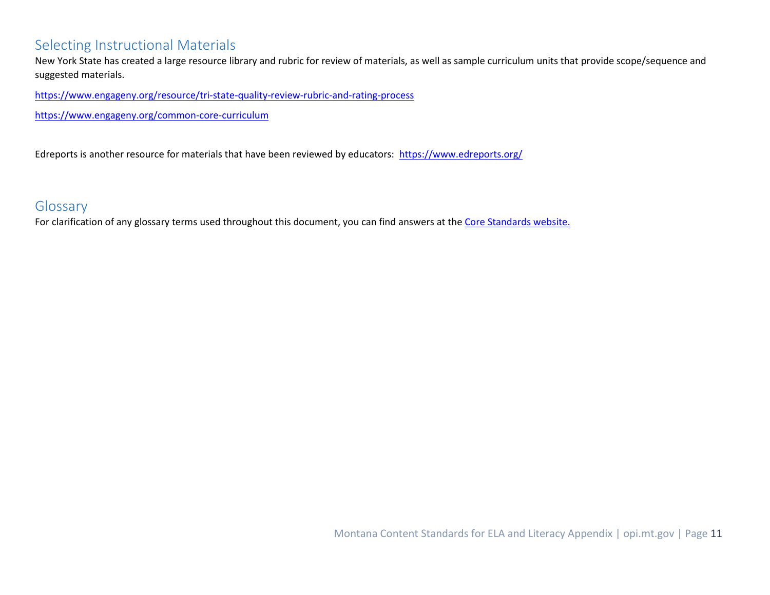## Selecting Instructional Materials

New York State has created a large resource library and rubric for review of materials, as well as sample curriculum units that provide scope/sequence and suggested materials.

https://www.engageny.org/resource/tri-state-quality-review-rubric-and-rating-process

https://www.engageny.org/common-core-curriculum

Edreports is another resource for materials that have been reviewed by educators: https://www.edreports.org/

## Glossary

For clarification of any glossary terms used throughout this document, you can find answers at the Core Standards website.